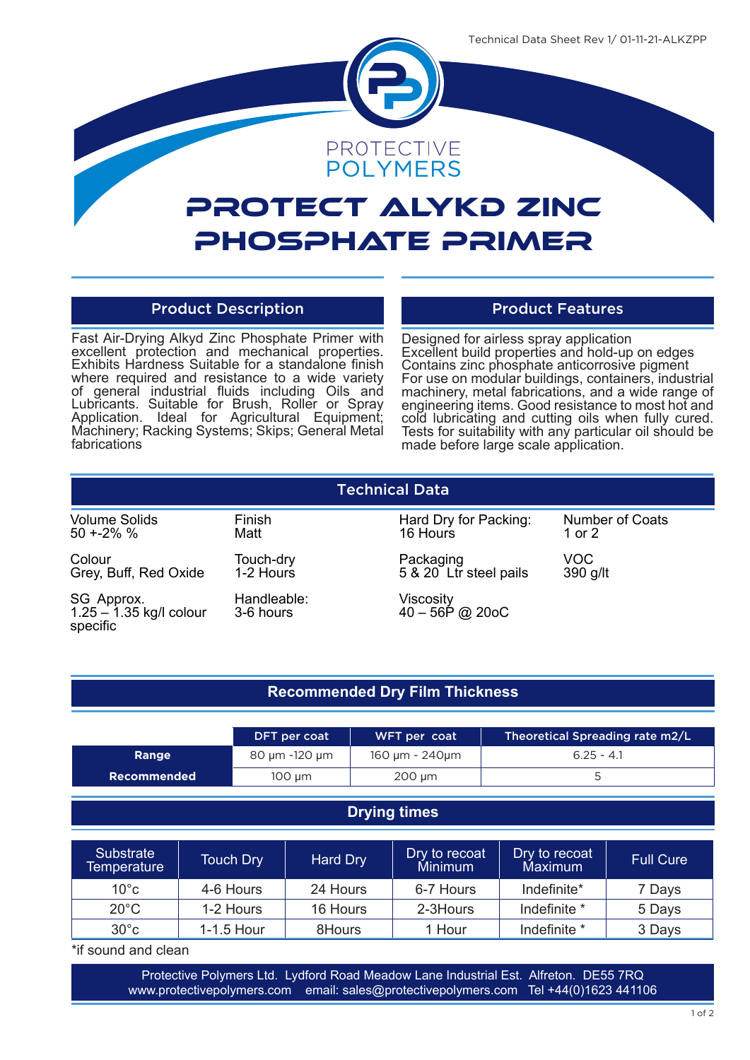Technical Data Sheet Rev 1/ 01-11-21-ALKZPP

PROTECTIVE POLYMERS

# PROTECT ALYKD ZINC PHOSPHATE PRIMER

## Product Description

Fast Air-Drying Alkyd Zinc Phosphate Primer with excellent protection and mechanical properties. Exhibits Hardness Suitable for a standalone finish where required and resistance to a wide variety of general industrial fluids including Oils and Lubricants. Suitable for Brush, Roller or Spray Application. Ideal for Agricultural Equipment; Machinery; Racking Systems; Skips; General Metal fabrications

## Product Features

Designed for airless spray application
Excellent build properties and hold-up on edges
Contains zinc phosphate anticorrosive pigment
For use on modular buildings, containers, industrial machinery, metal fabrications, and a wide range of engineering items. Good resistance to most hot and cold lubricating and cutting oils when fully cured. Tests for suitability with any particular oil should be made before large scale application.

## Technical Data

**Volume Solids**
50 +-2% %

**Colour**
Grey, Buff, Red Oxide

**SG Approx.**
1.25 – 1.35 kg/l colour specific

**Finish**
Matt

**Touch-dry**
1-2 Hours

**Handleable:**
3-6 hours

**Hard Dry for Packing:**
16 Hours

**Packaging**
5 & 20 Ltr steel pails

**Viscosity**
40 – 56P @ 20oC

**Number of Coats**
1 or 2

**VOC**
390 g/lt

## Recommended Dry Film Thickness

| | DFT per coat | WFT per coat | Theoretical Spreading rate m2/L |
|---|---|---|---|
| **Range** | 80 µm -120 µm | 160 µm - 240µm | 6.25 - 4.1 |
| **Recommended** | 100 µm | 200 µm | 5 |

## Drying times

| Substrate Temperature | Touch Dry | Hard Dry | Dry to recoat Minimum | Dry to recoat Maximum | Full Cure |
|---|---|---|---|---|---|
| 10°c | 4-6 Hours | 24 Hours | 6-7 Hours | Indefinite* | 7 Days |
| 20°C | 1-2 Hours | 16 Hours | 2-3Hours | Indefinite * | 5 Days |
| 30°c | 1-1.5 Hour | 8Hours | 1 Hour | Indefinite * | 3 Days |

*if sound and clean

Protective Polymers Ltd. Lydford Road Meadow Lane Industrial Est. Alfreton. DE55 7RQ
www.protectivepolymers.com email: sales@protectivepolymers.com Tel +44(0)1623 441106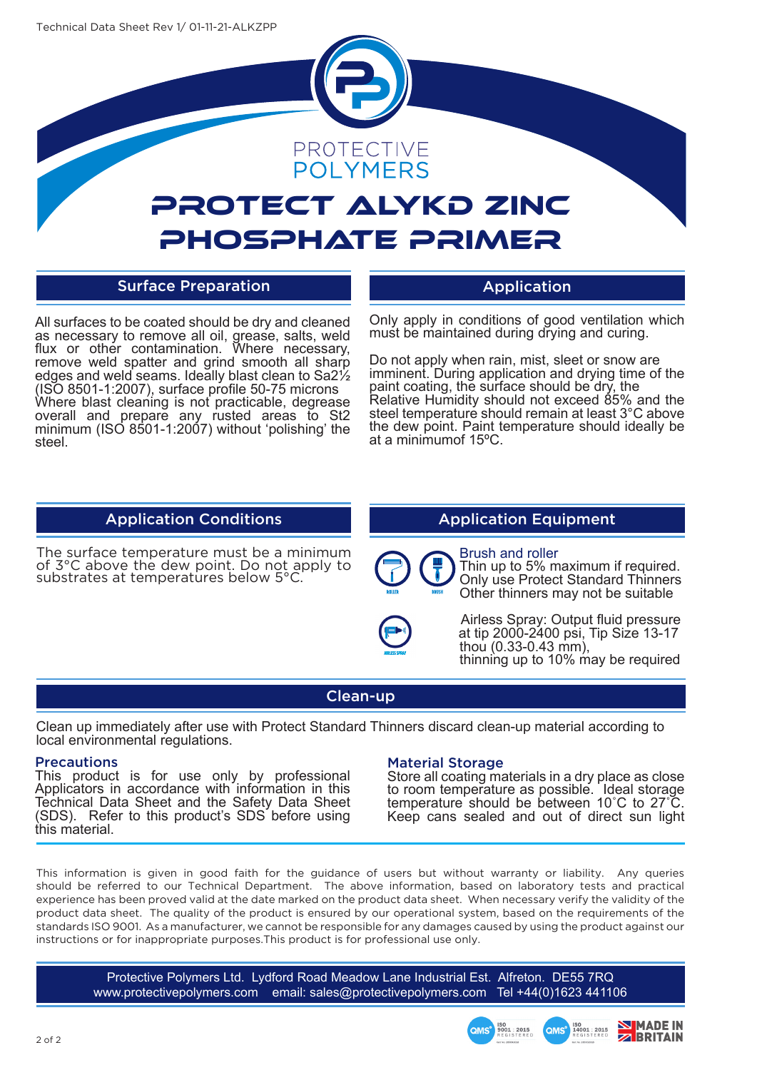Technical Data Sheet Rev 1/ 01-11-21-ALKZPP

PROTECTIVE POLYMERS

# PROTECT ALYKD ZINC PHOSPHATE PRIMER

## Surface Preparation

All surfaces to be coated should be dry and cleaned as necessary to remove all oil, grease, salts, weld flux or other contamination. Where necessary, remove weld spatter and grind smooth all sharp edges and weld seams. Ideally blast clean to Sa2½ (ISO 8501-1:2007), surface profile 50-75 microns Where blast cleaning is not practicable, degrease overall and prepare any rusted areas to St2 minimum (ISO 8501-1:2007) without 'polishing' the steel.

## Application

Only apply in conditions of good ventilation which must be maintained during drying and curing.

Do not apply when rain, mist, sleet or snow are imminent. During application and drying time of the paint coating, the surface should be dry, the Relative Humidity should not exceed 85% and the steel temperature should remain at least 3°C above the dew point. Paint temperature should ideally be at a minimumof 15ºC.

## Application Conditions

The surface temperature must be a minimum of 3°C above the dew point. Do not apply to substrates at temperatures below 5°C.

## Application Equipment

ROLLER BRUSH

Brush and roller
Thin up to 5% maximum if required.
Only use Protect Standard Thinners
Other thinners may not be suitable

AIRLESS SPRAY

Airless Spray: Output fluid pressure at tip 2000-2400 psi, Tip Size 13-17 thou (0.33-0.43 mm),
thinning up to 10% may be required

## Clean-up

Clean up immediately after use with Protect Standard Thinners discard clean-up material according to local environmental regulations.

### Precautions

This product is for use only by professional Applicators in accordance with information in this Technical Data Sheet and the Safety Data Sheet (SDS). Refer to this product's SDS before using this material.

### Material Storage

Store all coating materials in a dry place as close to room temperature as possible. Ideal storage temperature should be between 10˚C to 27˚C. Keep cans sealed and out of direct sun light

This information is given in good faith for the guidance of users but without warranty or liability. Any queries should be referred to our Technical Department. The above information, based on laboratory tests and practical experience has been proved valid at the date marked on the product data sheet. When necessary verify the validity of the product data sheet. The quality of the product is ensured by our operational system, based on the requirements of the standards ISO 9001. As a manufacturer, we cannot be responsible for any damages caused by using the product against our instructions or for inappropriate purposes.This product is for professional use only.

Protective Polymers Ltd. Lydford Road Meadow Lane Industrial Est. Alfreton. DE55 7RQ
www.protectivepolymers.com email: sales@protectivepolymers.com Tel +44(0)1623 441106

QMS ISO 9001 : 2015 REGISTERED QMS ISO 14001 : 2015 REGISTERED MADE IN BRITAIN